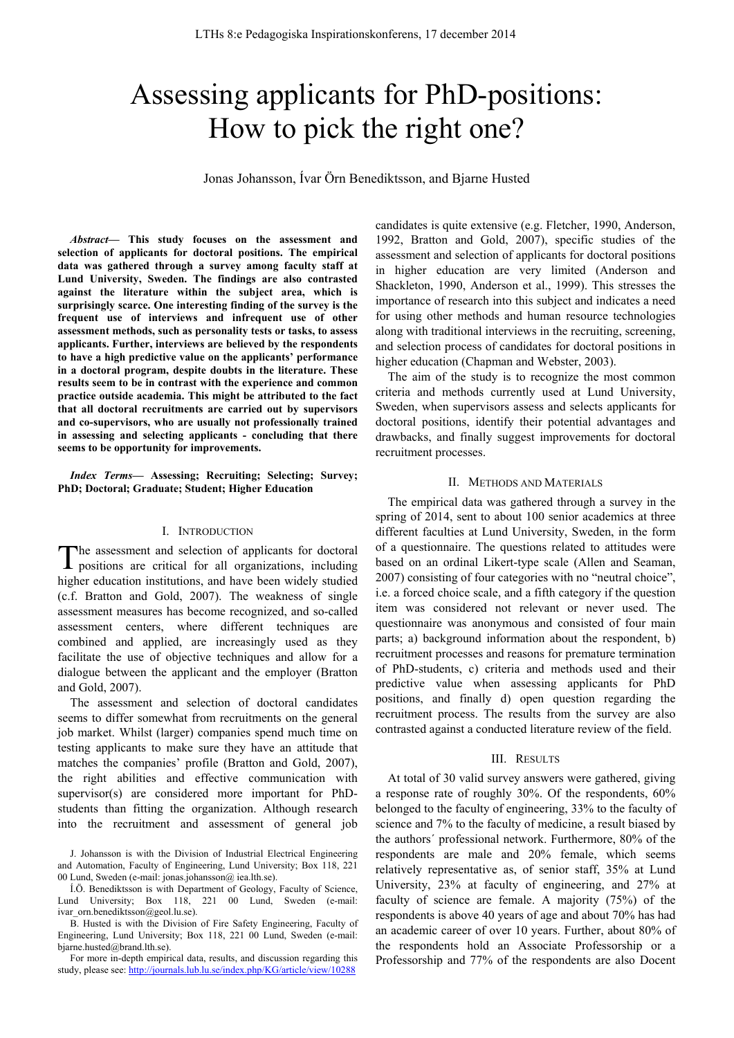# Assessing applicants for PhD-positions: How to pick the right one?

Jonas Johansson, Ívar Örn Benediktsson, and Bjarne Husted

***Abstract*— This study focuses on the assessment and selection of applicants for doctoral positions. The empirical data was gathered through a survey among faculty staff at Lund University, Sweden. The findings are also contrasted against the literature within the subject area, which is surprisingly scarce. One interesting finding of the survey is the frequent use of interviews and infrequent use of other assessment methods, such as personality tests or tasks, to assess applicants. Further, interviews are believed by the respondents to have a high predictive value on the applicants' performance in a doctoral program, despite doubts in the literature. These results seem to be in contrast with the experience and common practice outside academia. This might be attributed to the fact that all doctoral recruitments are carried out by supervisors and co-supervisors, who are usually not professionally trained in assessing and selecting applicants - concluding that there seems to be opportunity for improvements.**

***Index Terms*— Assessing; Recruiting; Selecting; Survey; PhD; Doctoral; Graduate; Student; Higher Education**

## I. Introduction

The assessment and selection of applicants for doctoral positions are critical for all organizations, including higher education institutions, and have been widely studied (c.f. Bratton and Gold, 2007). The weakness of single assessment measures has become recognized, and so-called assessment centers, where different techniques are combined and applied, are increasingly used as they facilitate the use of objective techniques and allow for a dialogue between the applicant and the employer (Bratton and Gold, 2007).

The assessment and selection of doctoral candidates seems to differ somewhat from recruitments on the general job market. Whilst (larger) companies spend much time on testing applicants to make sure they have an attitude that matches the companies' profile (Bratton and Gold, 2007), the right abilities and effective communication with supervisor(s) are considered more important for PhD-students than fitting the organization. Although research into the recruitment and assessment of general job candidates is quite extensive (e.g. Fletcher, 1990, Anderson, 1992, Bratton and Gold, 2007), specific studies of the assessment and selection of applicants for doctoral positions in higher education are very limited (Anderson and Shackleton, 1990, Anderson et al., 1999). This stresses the importance of research into this subject and indicates a need for using other methods and human resource technologies along with traditional interviews in the recruiting, screening, and selection process of candidates for doctoral positions in higher education (Chapman and Webster, 2003).

The aim of the study is to recognize the most common criteria and methods currently used at Lund University, Sweden, when supervisors assess and selects applicants for doctoral positions, identify their potential advantages and drawbacks, and finally suggest improvements for doctoral recruitment processes.

## II. Methods and Materials

The empirical data was gathered through a survey in the spring of 2014, sent to about 100 senior academics at three different faculties at Lund University, Sweden, in the form of a questionnaire. The questions related to attitudes were based on an ordinal Likert-type scale (Allen and Seaman, 2007) consisting of four categories with no "neutral choice", i.e. a forced choice scale, and a fifth category if the question item was considered not relevant or never used. The questionnaire was anonymous and consisted of four main parts; a) background information about the respondent, b) recruitment processes and reasons for premature termination of PhD-students, c) criteria and methods used and their predictive value when assessing applicants for PhD positions, and finally d) open question regarding the recruitment process. The results from the survey are also contrasted against a conducted literature review of the field.

## III. Results

At total of 30 valid survey answers were gathered, giving a response rate of roughly 30%. Of the respondents, 60% belonged to the faculty of engineering, 33% to the faculty of science and 7% to the faculty of medicine, a result biased by the authors´ professional network. Furthermore, 80% of the respondents are male and 20% female, which seems relatively representative as, of senior staff, 35% at Lund University, 23% at faculty of engineering, and 27% at faculty of science are female. A majority (75%) of the respondents is above 40 years of age and about 70% has had an academic career of over 10 years. Further, about 80% of the respondents hold an Associate Professorship or a Professorship and 77% of the respondents are also Docent

J. Johansson is with the Division of Industrial Electrical Engineering and Automation, Faculty of Engineering, Lund University; Box 118, 221 00 Lund, Sweden (e-mail: jonas.johansson@ iea.lth.se).

Í.Ö. Benediktsson is with Department of Geology, Faculty of Science, Lund University; Box 118, 221 00 Lund, Sweden (e-mail: ivar_orn.benediktsson@geol.lu.se).

B. Husted is with the Division of Fire Safety Engineering, Faculty of Engineering, Lund University; Box 118, 221 00 Lund, Sweden (e-mail: bjarne.husted@brand.lth.se).

For more in-depth empirical data, results, and discussion regarding this study, please see: http://journals.lub.lu.se/index.php/KG/article/view/10288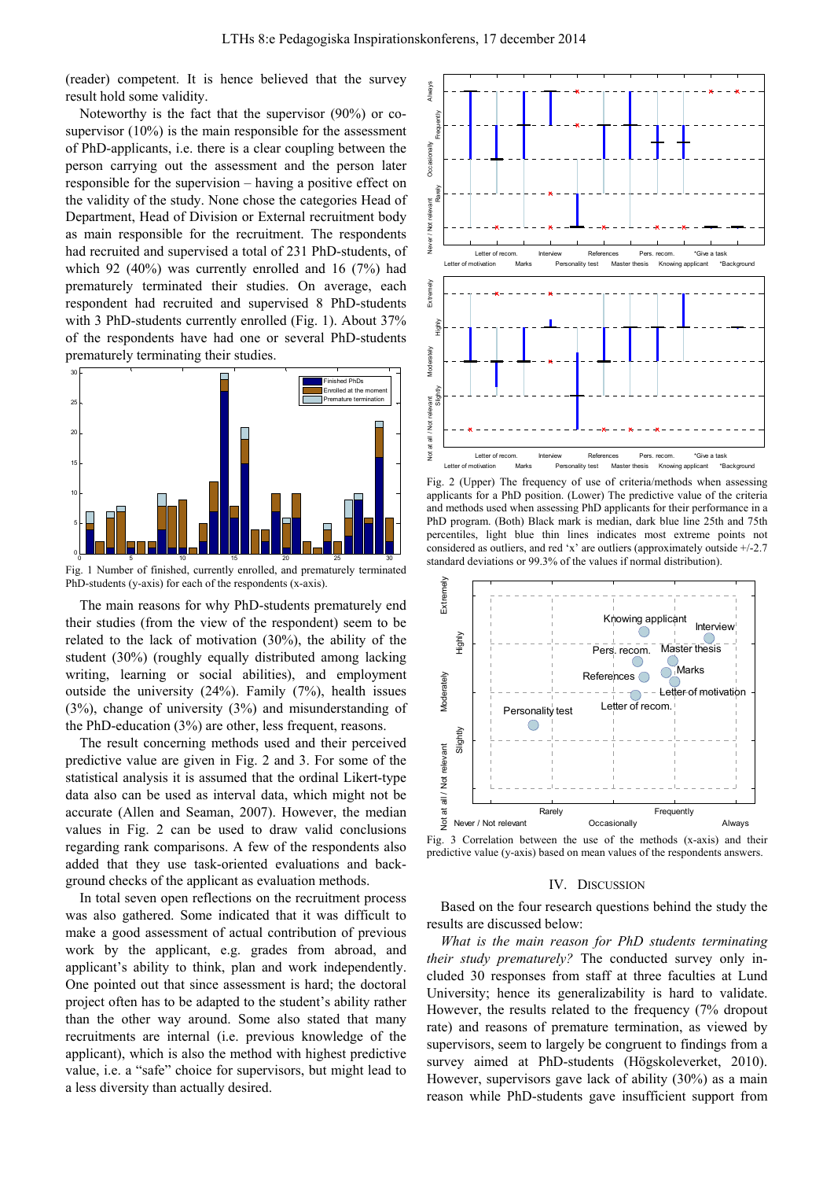(reader) competent. It is hence believed that the survey result hold some validity.

Noteworthy is the fact that the supervisor (90%) or co-supervisor (10%) is the main responsible for the assessment of PhD-applicants, i.e. there is a clear coupling between the person carrying out the assessment and the person later responsible for the supervision – having a positive effect on the validity of the study. None chose the categories Head of Department, Head of Division or External recruitment body as main responsible for the recruitment. The respondents had recruited and supervised a total of 231 PhD-students, of which 92 (40%) was currently enrolled and 16 (7%) had prematurely terminated their studies. On average, each respondent had recruited and supervised 8 PhD-students with 3 PhD-students currently enrolled (Fig. 1). About 37% of the respondents have had one or several PhD-students prematurely terminating their studies.

Fig. 1 Number of finished, currently enrolled, and prematurely terminated PhD-students (y-axis) for each of the respondents (x-axis).

The main reasons for why PhD-students prematurely end their studies (from the view of the respondent) seem to be related to the lack of motivation (30%), the ability of the student (30%) (roughly equally distributed among lacking writing, learning or social abilities), and employment outside the university (24%). Family (7%), health issues (3%), change of university (3%) and misunderstanding of the PhD-education (3%) are other, less frequent, reasons.

The result concerning methods used and their perceived predictive value are given in Fig. 2 and 3. For some of the statistical analysis it is assumed that the ordinal Likert-type data also can be used as interval data, which might not be accurate (Allen and Seaman, 2007). However, the median values in Fig. 2 can be used to draw valid conclusions regarding rank comparisons. A few of the respondents also added that they use task-oriented evaluations and back-ground checks of the applicant as evaluation methods.

In total seven open reflections on the recruitment process was also gathered. Some indicated that it was difficult to make a good assessment of actual contribution of previous work by the applicant, e.g. grades from abroad, and applicant's ability to think, plan and work independently. One pointed out that since assessment is hard; the doctoral project often has to be adapted to the student's ability rather than the other way around. Some also stated that many recruitments are internal (i.e. previous knowledge of the applicant), which is also the method with highest predictive value, i.e. a "safe" choice for supervisors, but might lead to a less diversity than actually desired.

Fig. 2 (Upper) The frequency of use of criteria/methods when assessing applicants for a PhD position. (Lower) The predictive value of the criteria and methods used when assessing PhD applicants for their performance in a PhD program. (Both) Black mark is median, dark blue line 25th and 75th percentiles, light blue thin lines indicates most extreme points not considered as outliers, and red 'x' are outliers (approximately outside +/-2.7 standard deviations or 99.3% of the values if normal distribution).

Fig. 3 Correlation between the use of the methods (x-axis) and their predictive value (y-axis) based on mean values of the respondents answers.

## IV. Discussion

Based on the four research questions behind the study the results are discussed below:

*What is the main reason for PhD students terminating their study prematurely?* The conducted survey only included 30 responses from staff at three faculties at Lund University; hence its generalizability is hard to validate. However, the results related to the frequency (7% dropout rate) and reasons of premature termination, as viewed by supervisors, seem to largely be congruent to findings from a survey aimed at PhD-students (Högskoleverket, 2010). However, supervisors gave lack of ability (30%) as a main reason while PhD-students gave insufficient support from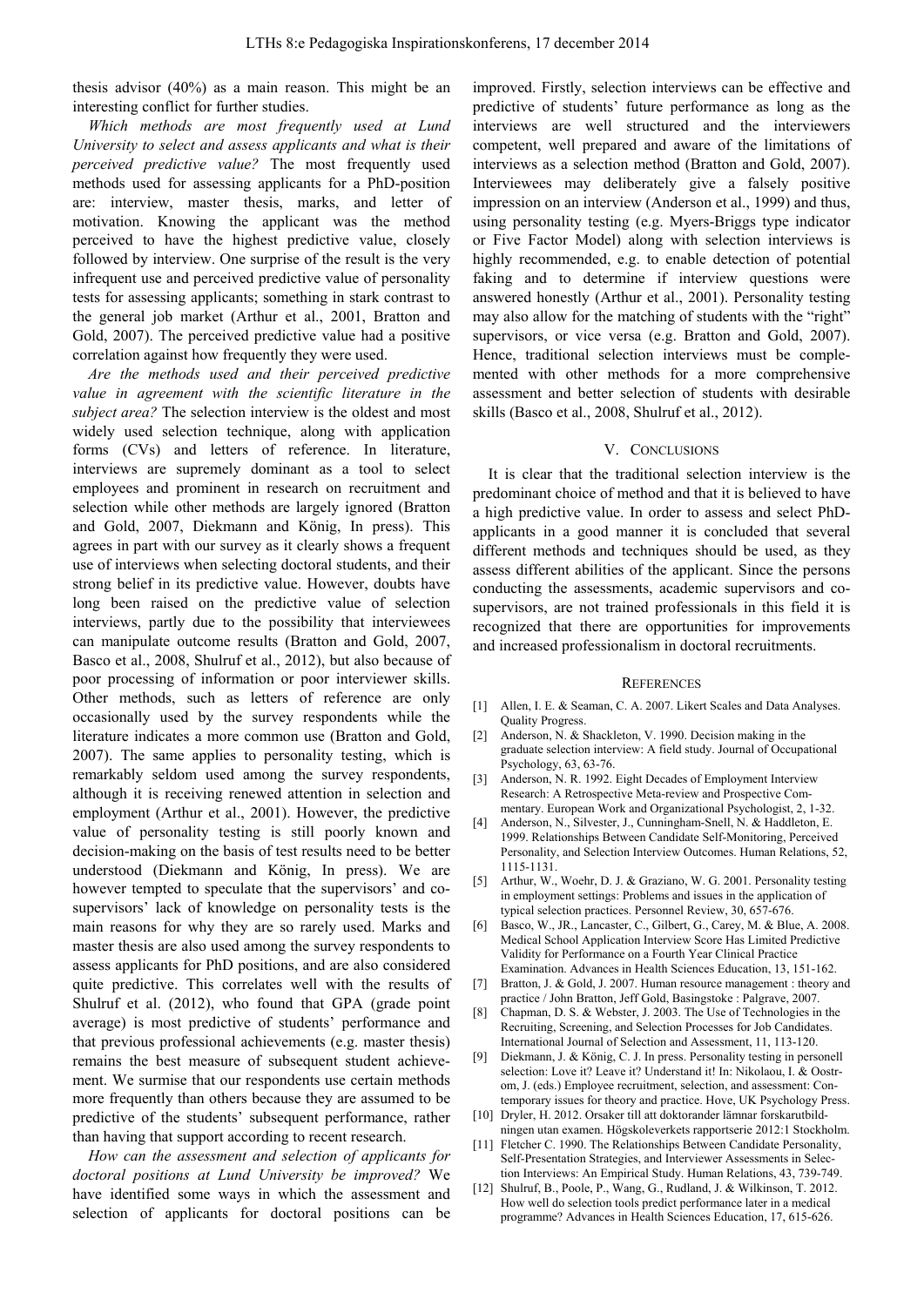thesis advisor (40%) as a main reason. This might be an interesting conflict for further studies.

*Which methods are most frequently used at Lund University to select and assess applicants and what is their perceived predictive value?* The most frequently used methods used for assessing applicants for a PhD-position are: interview, master thesis, marks, and letter of motivation. Knowing the applicant was the method perceived to have the highest predictive value, closely followed by interview. One surprise of the result is the very infrequent use and perceived predictive value of personality tests for assessing applicants; something in stark contrast to the general job market (Arthur et al., 2001, Bratton and Gold, 2007). The perceived predictive value had a positive correlation against how frequently they were used.

*Are the methods used and their perceived predictive value in agreement with the scientific literature in the subject area?* The selection interview is the oldest and most widely used selection technique, along with application forms (CVs) and letters of reference. In literature, interviews are supremely dominant as a tool to select employees and prominent in research on recruitment and selection while other methods are largely ignored (Bratton and Gold, 2007, Diekmann and König, In press). This agrees in part with our survey as it clearly shows a frequent use of interviews when selecting doctoral students, and their strong belief in its predictive value. However, doubts have long been raised on the predictive value of selection interviews, partly due to the possibility that interviewees can manipulate outcome results (Bratton and Gold, 2007, Basco et al., 2008, Shulruf et al., 2012), but also because of poor processing of information or poor interviewer skills. Other methods, such as letters of reference are only occasionally used by the survey respondents while the literature indicates a more common use (Bratton and Gold, 2007). The same applies to personality testing, which is remarkably seldom used among the survey respondents, although it is receiving renewed attention in selection and employment (Arthur et al., 2001). However, the predictive value of personality testing is still poorly known and decision-making on the basis of test results need to be better understood (Diekmann and König, In press). We are however tempted to speculate that the supervisors' and co-supervisors' lack of knowledge on personality tests is the main reasons for why they are so rarely used. Marks and master thesis are also used among the survey respondents to assess applicants for PhD positions, and are also considered quite predictive. This correlates well with the results of Shulruf et al. (2012), who found that GPA (grade point average) is most predictive of students' performance and that previous professional achievements (e.g. master thesis) remains the best measure of subsequent student achievement. We surmise that our respondents use certain methods more frequently than others because they are assumed to be predictive of the students' subsequent performance, rather than having that support according to recent research.

*How can the assessment and selection of applicants for doctoral positions at Lund University be improved?* We have identified some ways in which the assessment and selection of applicants for doctoral positions can be improved. Firstly, selection interviews can be effective and predictive of students' future performance as long as the interviews are well structured and the interviewers competent, well prepared and aware of the limitations of interviews as a selection method (Bratton and Gold, 2007). Interviewees may deliberately give a falsely positive impression on an interview (Anderson et al., 1999) and thus, using personality testing (e.g. Myers-Briggs type indicator or Five Factor Model) along with selection interviews is highly recommended, e.g. to enable detection of potential faking and to determine if interview questions were answered honestly (Arthur et al., 2001). Personality testing may also allow for the matching of students with the "right" supervisors, or vice versa (e.g. Bratton and Gold, 2007). Hence, traditional selection interviews must be complemented with other methods for a more comprehensive assessment and better selection of students with desirable skills (Basco et al., 2008, Shulruf et al., 2012).

## V. Conclusions

It is clear that the traditional selection interview is the predominant choice of method and that it is believed to have a high predictive value. In order to assess and select PhD-applicants in a good manner it is concluded that several different methods and techniques should be used, as they assess different abilities of the applicant. Since the persons conducting the assessments, academic supervisors and co-supervisors, are not trained professionals in this field it is recognized that there are opportunities for improvements and increased professionalism in doctoral recruitments.

## References

[1] Allen, I. E. & Seaman, C. A. 2007. Likert Scales and Data Analyses. Quality Progress.

[2] Anderson, N. & Shackleton, V. 1990. Decision making in the graduate selection interview: A field study. Journal of Occupational Psychology, 63, 63-76.

[3] Anderson, N. R. 1992. Eight Decades of Employment Interview Research: A Retrospective Meta-review and Prospective Commentary. European Work and Organizational Psychologist, 2, 1-32.

[4] Anderson, N., Silvester, J., Cunningham-Snell, N. & Haddleton, E. 1999. Relationships Between Candidate Self-Monitoring, Perceived Personality, and Selection Interview Outcomes. Human Relations, 52, 1115-1131.

[5] Arthur, W., Woehr, D. J. & Graziano, W. G. 2001. Personality testing in employment settings: Problems and issues in the application of typical selection practices. Personnel Review, 30, 657-676.

[6] Basco, W., JR., Lancaster, C., Gilbert, G., Carey, M. & Blue, A. 2008. Medical School Application Interview Score Has Limited Predictive Validity for Performance on a Fourth Year Clinical Practice Examination. Advances in Health Sciences Education, 13, 151-162.

[7] Bratton, J. & Gold, J. 2007. Human resource management : theory and practice / John Bratton, Jeff Gold, Basingstoke : Palgrave, 2007.

[8] Chapman, D. S. & Webster, J. 2003. The Use of Technologies in the Recruiting, Screening, and Selection Processes for Job Candidates. International Journal of Selection and Assessment, 11, 113-120.

[9] Diekmann, J. & König, C. J. In press. Personality testing in personell selection: Love it? Leave it? Understand it! In: Nikolaou, I. & Oostrom, J. (eds.) Employee recruitment, selection, and assessment: Contemporary issues for theory and practice. Hove, UK Psychology Press.

[10] Dryler, H. 2012. Orsaker till att doktorander lämnar forskarutbildningen utan examen. Högskoleverkets rapportserie 2012:1 Stockholm.

[11] Fletcher C. 1990. The Relationships Between Candidate Personality, Self-Presentation Strategies, and Interviewer Assessments in Selection Interviews: An Empirical Study. Human Relations, 43, 739-749.

[12] Shulruf, B., Poole, P., Wang, G., Rudland, J. & Wilkinson, T. 2012. How well do selection tools predict performance later in a medical programme? Advances in Health Sciences Education, 17, 615-626.